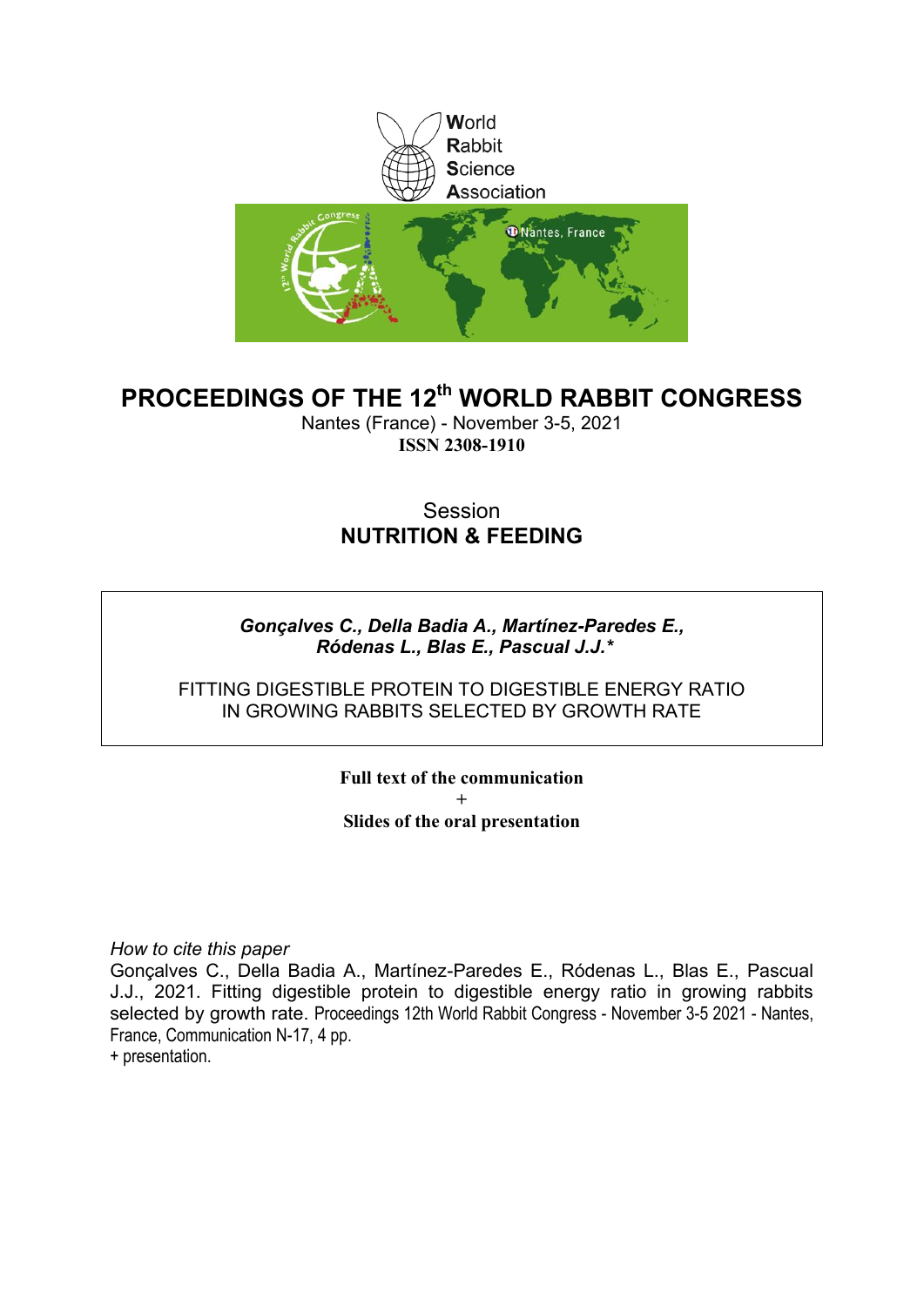World
Rabbit
Science
Association

# PROCEEDINGS OF THE 12th WORLD RABBIT CONGRESS

Nantes (France) - November 3-5, 2021

**ISSN 2308-1910**

Session

**NUTRITION & FEEDING**

***Gonçalves C., Della Badia A., Martínez-Paredes E., Ródenas L., Blas E., Pascual J.J.****

FITTING DIGESTIBLE PROTEIN TO DIGESTIBLE ENERGY RATIO IN GROWING RABBITS SELECTED BY GROWTH RATE

**Full text of the communication**

**+**

**Slides of the oral presentation**

*How to cite this paper*

Gonçalves C., Della Badia A., Martínez-Paredes E., Ródenas L., Blas E., Pascual J.J., 2021. Fitting digestible protein to digestible energy ratio in growing rabbits selected by growth rate. Proceedings 12th World Rabbit Congress - November 3-5 2021 - Nantes, France, Communication N-17, 4 pp.

+ presentation.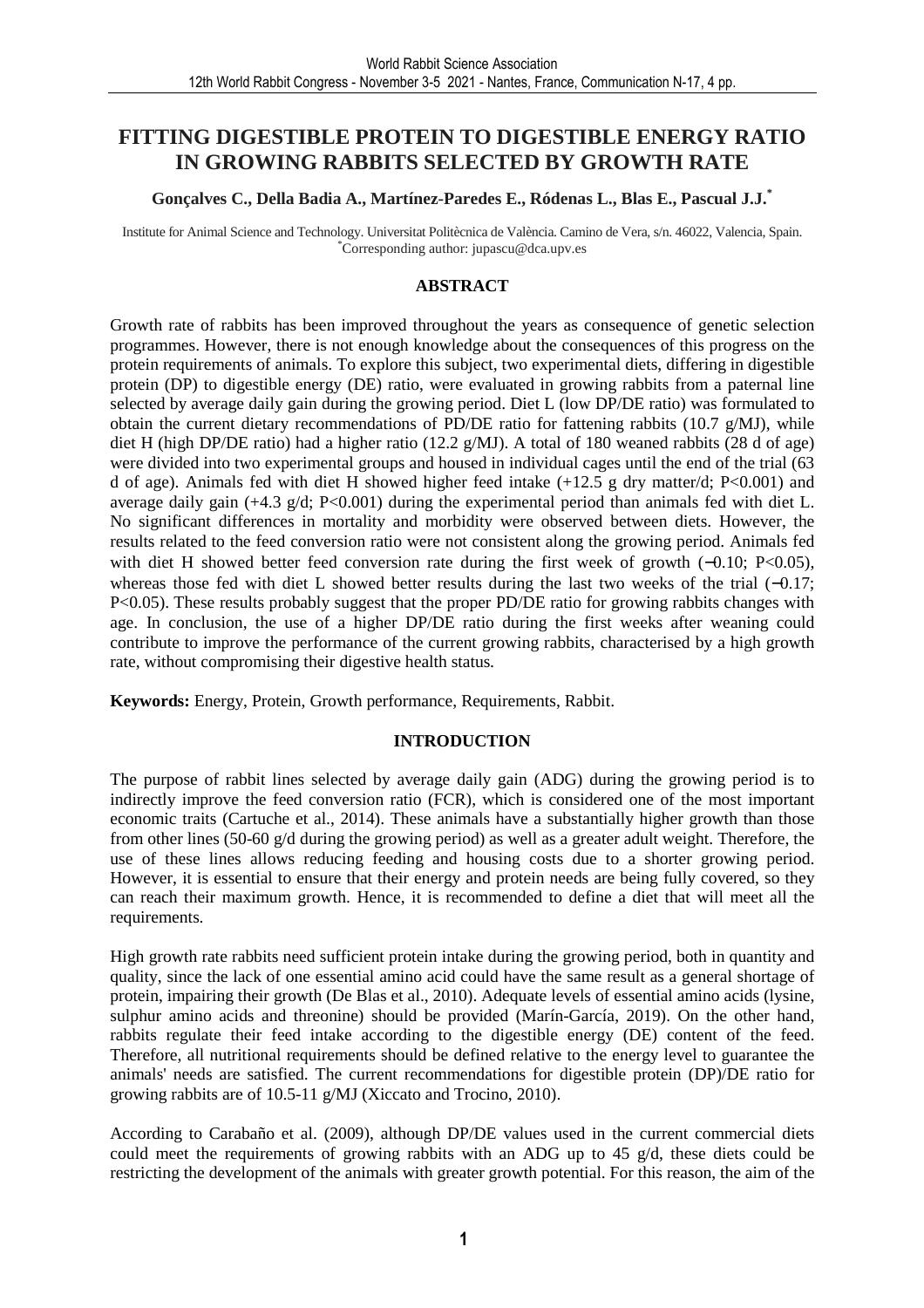# FITTING DIGESTIBLE PROTEIN TO DIGESTIBLE ENERGY RATIO IN GROWING RABBITS SELECTED BY GROWTH RATE

**Gonçalves C., Della Badia A., Martínez-Paredes E., Ródenas L., Blas E., Pascual J.J.[*]**

Institute for Animal Science and Technology. Universitat Politècnica de València. Camino de Vera, s/n. 46022, Valencia, Spain.
[*]Corresponding author: jupascu@dca.upv.es

## ABSTRACT

Growth rate of rabbits has been improved throughout the years as consequence of genetic selection programmes. However, there is not enough knowledge about the consequences of this progress on the protein requirements of animals. To explore this subject, two experimental diets, differing in digestible protein (DP) to digestible energy (DE) ratio, were evaluated in growing rabbits from a paternal line selected by average daily gain during the growing period. Diet L (low DP/DE ratio) was formulated to obtain the current dietary recommendations of PD/DE ratio for fattening rabbits (10.7 g/MJ), while diet H (high DP/DE ratio) had a higher ratio (12.2 g/MJ). A total of 180 weaned rabbits (28 d of age) were divided into two experimental groups and housed in individual cages until the end of the trial (63 d of age). Animals fed with diet H showed higher feed intake (+12.5 g dry matter/d; $P<0.001$) and average daily gain (+4.3 g/d; $P<0.001$) during the experimental period than animals fed with diet L. No significant differences in mortality and morbidity were observed between diets. However, the results related to the feed conversion ratio were not consistent along the growing period. Animals fed with diet H showed better feed conversion rate during the first week of growth (−0.10; $P<0.05$), whereas those fed with diet L showed better results during the last two weeks of the trial (−0.17; $P<0.05$). These results probably suggest that the proper PD/DE ratio for growing rabbits changes with age. In conclusion, the use of a higher DP/DE ratio during the first weeks after weaning could contribute to improve the performance of the current growing rabbits, characterised by a high growth rate, without compromising their digestive health status.

**Keywords:** Energy, Protein, Growth performance, Requirements, Rabbit.

## INTRODUCTION

The purpose of rabbit lines selected by average daily gain (ADG) during the growing period is to indirectly improve the feed conversion ratio (FCR), which is considered one of the most important economic traits (Cartuche et al., 2014). These animals have a substantially higher growth than those from other lines (50-60 g/d during the growing period) as well as a greater adult weight. Therefore, the use of these lines allows reducing feeding and housing costs due to a shorter growing period. However, it is essential to ensure that their energy and protein needs are being fully covered, so they can reach their maximum growth. Hence, it is recommended to define a diet that will meet all the requirements.

High growth rate rabbits need sufficient protein intake during the growing period, both in quantity and quality, since the lack of one essential amino acid could have the same result as a general shortage of protein, impairing their growth (De Blas et al., 2010). Adequate levels of essential amino acids (lysine, sulphur amino acids and threonine) should be provided (Marín-García, 2019). On the other hand, rabbits regulate their feed intake according to the digestible energy (DE) content of the feed. Therefore, all nutritional requirements should be defined relative to the energy level to guarantee the animals' needs are satisfied. The current recommendations for digestible protein (DP)/DE ratio for growing rabbits are of 10.5-11 g/MJ (Xiccato and Trocino, 2010).

According to Carabaño et al. (2009), although DP/DE values used in the current commercial diets could meet the requirements of growing rabbits with an ADG up to 45 g/d, these diets could be restricting the development of the animals with greater growth potential. For this reason, the aim of the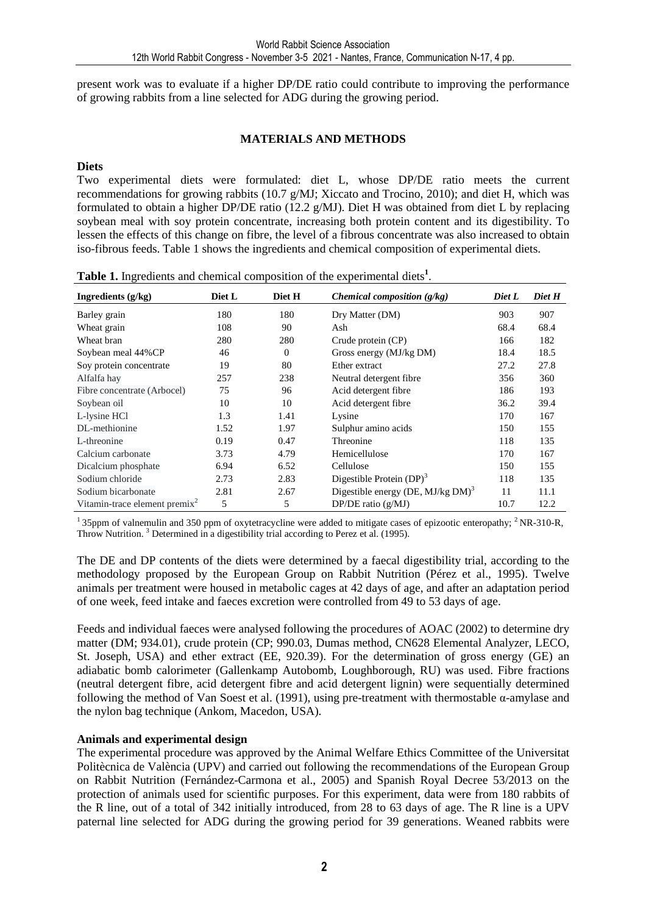present work was to evaluate if a higher DP/DE ratio could contribute to improving the performance of growing rabbits from a line selected for ADG during the growing period.

## MATERIALS AND METHODS

### Diets

Two experimental diets were formulated: diet L, whose DP/DE ratio meets the current recommendations for growing rabbits (10.7 g/MJ; Xiccato and Trocino, 2010); and diet H, which was formulated to obtain a higher DP/DE ratio (12.2 g/MJ). Diet H was obtained from diet L by replacing soybean meal with soy protein concentrate, increasing both protein content and its digestibility. To lessen the effects of this change on fibre, the level of a fibrous concentrate was also increased to obtain iso-fibrous feeds. Table 1 shows the ingredients and chemical composition of experimental diets.

**Table 1.** Ingredients and chemical composition of the experimental diets[1].

| Ingredients (g/kg) | Diet L | Diet H | *Chemical composition (g/kg)* | *Diet L* | *Diet H* |
|---|---|---|---|---|---|
| Barley grain | 180 | 180 | Dry Matter (DM) | 903 | 907 |
| Wheat grain | 108 | 90 | Ash | 68.4 | 68.4 |
| Wheat bran | 280 | 280 | Crude protein (CP) | 166 | 182 |
| Soybean meal 44%CP | 46 | 0 | Gross energy (MJ/kg DM) | 18.4 | 18.5 |
| Soy protein concentrate | 19 | 80 | Ether extract | 27.2 | 27.8 |
| Alfalfa hay | 257 | 238 | Neutral detergent fibre | 356 | 360 |
| Fibre concentrate (Arbocel) | 75 | 96 | Acid detergent fibre | 186 | 193 |
| Soybean oil | 10 | 10 | Acid detergent fibre | 36.2 | 39.4 |
| L-lysine HCl | 1.3 | 1.41 | Lysine | 170 | 167 |
| DL-methionine | 1.52 | 1.97 | Sulphur amino acids | 150 | 155 |
| L-threonine | 0.19 | 0.47 | Threonine | 118 | 135 |
| Calcium carbonate | 3.73 | 4.79 | Hemicellulose | 170 | 167 |
| Dicalcium phosphate | 6.94 | 6.52 | Cellulose | 150 | 155 |
| Sodium chloride | 2.73 | 2.83 | Digestible Protein (DP)[3] | 118 | 135 |
| Sodium bicarbonate | 2.81 | 2.67 | Digestible energy (DE, MJ/kg DM)[3] | 11 | 11.1 |
| Vitamin-trace element premix[2] | 5 | 5 | DP/DE ratio (g/MJ) | 10.7 | 12.2 |

[1] 35ppm of valnemulin and 350 ppm of oxytetracycline were added to mitigate cases of epizootic enteropathy; [2] NR-310-R, Throw Nutrition. [3] Determined in a digestibility trial according to Perez et al. (1995).

The DE and DP contents of the diets were determined by a faecal digestibility trial, according to the methodology proposed by the European Group on Rabbit Nutrition (Pérez et al., 1995). Twelve animals per treatment were housed in metabolic cages at 42 days of age, and after an adaptation period of one week, feed intake and faeces excretion were controlled from 49 to 53 days of age.

Feeds and individual faeces were analysed following the procedures of AOAC (2002) to determine dry matter (DM; 934.01), crude protein (CP; 990.03, Dumas method, CN628 Elemental Analyzer, LECO, St. Joseph, USA) and ether extract (EE, 920.39). For the determination of gross energy (GE) an adiabatic bomb calorimeter (Gallenkamp Autobomb, Loughborough, RU) was used. Fibre fractions (neutral detergent fibre, acid detergent fibre and acid detergent lignin) were sequentially determined following the method of Van Soest et al. (1991), using pre-treatment with thermostable α-amylase and the nylon bag technique (Ankom, Macedon, USA).

### Animals and experimental design

The experimental procedure was approved by the Animal Welfare Ethics Committee of the Universitat Politècnica de València (UPV) and carried out following the recommendations of the European Group on Rabbit Nutrition (Fernández-Carmona et al., 2005) and Spanish Royal Decree 53/2013 on the protection of animals used for scientific purposes. For this experiment, data were from 180 rabbits of the R line, out of a total of 342 initially introduced, from 28 to 63 days of age. The R line is a UPV paternal line selected for ADG during the growing period for 39 generations. Weaned rabbits were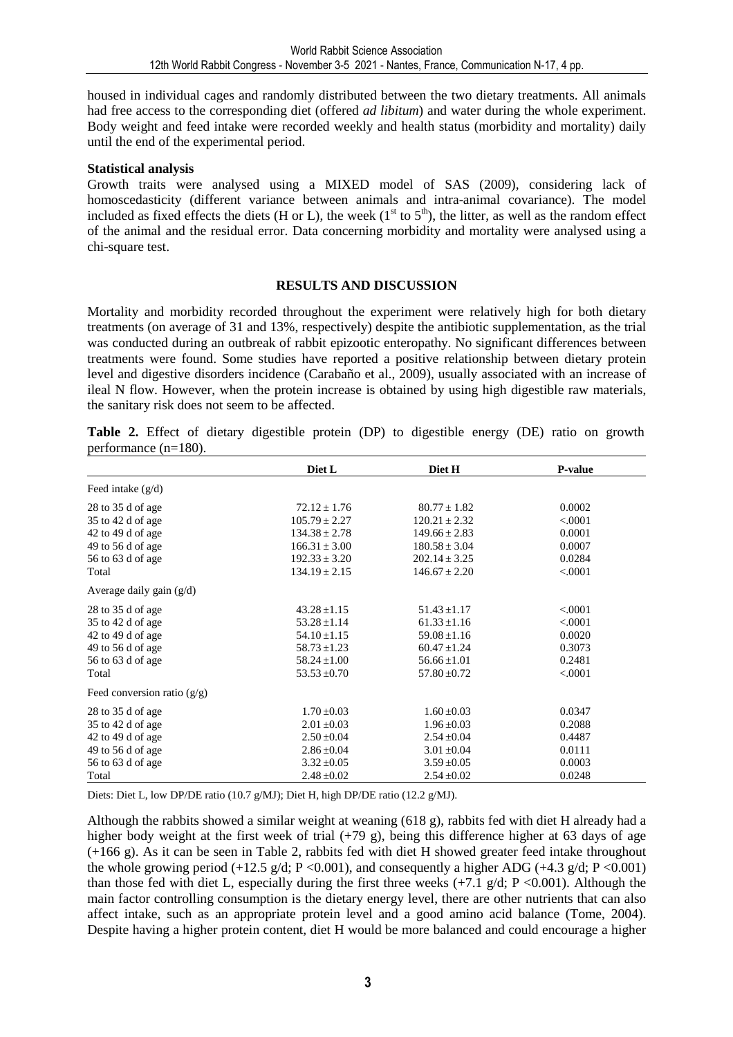housed in individual cages and randomly distributed between the two dietary treatments. All animals had free access to the corresponding diet (offered *ad libitum*) and water during the whole experiment. Body weight and feed intake were recorded weekly and health status (morbidity and mortality) daily until the end of the experimental period.

**Statistical analysis**

Growth traits were analysed using a MIXED model of SAS (2009), considering lack of homoscedasticity (different variance between animals and intra-animal covariance). The model included as fixed effects the diets (H or L), the week ($1^{st}$ to $5^{th}$), the litter, as well as the random effect of the animal and the residual error. Data concerning morbidity and mortality were analysed using a chi-square test.

## RESULTS AND DISCUSSION

Mortality and morbidity recorded throughout the experiment were relatively high for both dietary treatments (on average of 31 and 13%, respectively) despite the antibiotic supplementation, as the trial was conducted during an outbreak of rabbit epizootic enteropathy. No significant differences between treatments were found. Some studies have reported a positive relationship between dietary protein level and digestive disorders incidence (Carabaño et al., 2009), usually associated with an increase of ileal N flow. However, when the protein increase is obtained by using high digestible raw materials, the sanitary risk does not seem to be affected.

**Table 2.** Effect of dietary digestible protein (DP) to digestible energy (DE) ratio on growth performance (n=180).

| | Diet L | Diet H | P-value |
|---|---|---|---|
| Feed intake (g/d) | | | |
| 28 to 35 d of age | 72.12 ± 1.76 | 80.77 ± 1.82 | 0.0002 |
| 35 to 42 d of age | 105.79 ± 2.27 | 120.21 ± 2.32 | <.0001 |
| 42 to 49 d of age | 134.38 ± 2.78 | 149.66 ± 2.83 | 0.0001 |
| 49 to 56 d of age | 166.31 ± 3.00 | 180.58 ± 3.04 | 0.0007 |
| 56 to 63 d of age | 192.33 ± 3.20 | 202.14 ± 3.25 | 0.0284 |
| Total | 134.19 ± 2.15 | 146.67 ± 2.20 | <.0001 |
| Average daily gain (g/d) | | | |
| 28 to 35 d of age | 43.28 ±1.15 | 51.43 ±1.17 | <.0001 |
| 35 to 42 d of age | 53.28 ±1.14 | 61.33 ±1.16 | <.0001 |
| 42 to 49 d of age | 54.10 ±1.15 | 59.08 ±1.16 | 0.0020 |
| 49 to 56 d of age | 58.73 ±1.23 | 60.47 ±1.24 | 0.3073 |
| 56 to 63 d of age | 58.24 ±1.00 | 56.66 ±1.01 | 0.2481 |
| Total | 53.53 ±0.70 | 57.80 ±0.72 | <.0001 |
| Feed conversion ratio (g/g) | | | |
| 28 to 35 d of age | 1.70 ±0.03 | 1.60 ±0.03 | 0.0347 |
| 35 to 42 d of age | 2.01 ±0.03 | 1.96 ±0.03 | 0.2088 |
| 42 to 49 d of age | 2.50 ±0.04 | 2.54 ±0.04 | 0.4487 |
| 49 to 56 d of age | 2.86 ±0.04 | 3.01 ±0.04 | 0.0111 |
| 56 to 63 d of age | 3.32 ±0.05 | 3.59 ±0.05 | 0.0003 |
| Total | 2.48 ±0.02 | 2.54 ±0.02 | 0.0248 |

Diets: Diet L, low DP/DE ratio (10.7 g/MJ); Diet H, high DP/DE ratio (12.2 g/MJ).

Although the rabbits showed a similar weight at weaning (618 g), rabbits fed with diet H already had a higher body weight at the first week of trial (+79 g), being this difference higher at 63 days of age (+166 g). As it can be seen in Table 2, rabbits fed with diet H showed greater feed intake throughout the whole growing period (+12.5 g/d; P <0.001), and consequently a higher ADG (+4.3 g/d; P <0.001) than those fed with diet L, especially during the first three weeks (+7.1 g/d; P <0.001). Although the main factor controlling consumption is the dietary energy level, there are other nutrients that can also affect intake, such as an appropriate protein level and a good amino acid balance (Tome, 2004). Despite having a higher protein content, diet H would be more balanced and could encourage a higher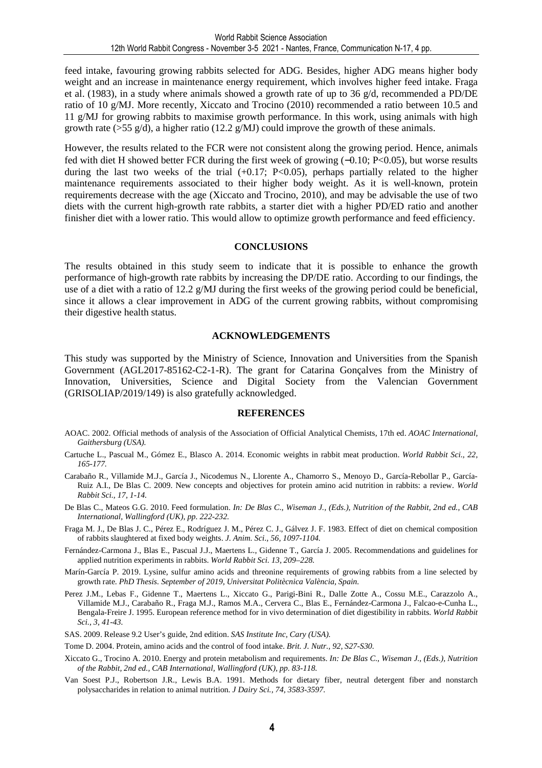feed intake, favouring growing rabbits selected for ADG. Besides, higher ADG means higher body weight and an increase in maintenance energy requirement, which involves higher feed intake. Fraga et al. (1983), in a study where animals showed a growth rate of up to 36 g/d, recommended a PD/DE ratio of 10 g/MJ. More recently, Xiccato and Trocino (2010) recommended a ratio between 10.5 and 11 g/MJ for growing rabbits to maximise growth performance. In this work, using animals with high growth rate (>55 g/d), a higher ratio (12.2 g/MJ) could improve the growth of these animals.

However, the results related to the FCR were not consistent along the growing period. Hence, animals fed with diet H showed better FCR during the first week of growing (−0.10; P<0.05), but worse results during the last two weeks of the trial (+0.17; P<0.05), perhaps partially related to the higher maintenance requirements associated to their higher body weight. As it is well-known, protein requirements decrease with the age (Xiccato and Trocino, 2010), and may be advisable the use of two diets with the current high-growth rate rabbits, a starter diet with a higher PD/ED ratio and another finisher diet with a lower ratio. This would allow to optimize growth performance and feed efficiency.

## CONCLUSIONS

The results obtained in this study seem to indicate that it is possible to enhance the growth performance of high-growth rate rabbits by increasing the DP/DE ratio. According to our findings, the use of a diet with a ratio of 12.2 g/MJ during the first weeks of the growing period could be beneficial, since it allows a clear improvement in ADG of the current growing rabbits, without compromising their digestive health status.

## ACKNOWLEDGEMENTS

This study was supported by the Ministry of Science, Innovation and Universities from the Spanish Government (AGL2017-85162-C2-1-R). The grant for Catarina Gonçalves from the Ministry of Innovation, Universities, Science and Digital Society from the Valencian Government (GRISOLIAP/2019/149) is also gratefully acknowledged.

## REFERENCES

AOAC. 2002. Official methods of analysis of the Association of Official Analytical Chemists, 17th ed. *AOAC International, Gaithersburg (USA).*

Cartuche L., Pascual M., Gómez E., Blasco A. 2014. Economic weights in rabbit meat production. *World Rabbit Sci., 22, 165-177.*

Carabaño R., Villamide M.J., García J., Nicodemus N., Llorente A., Chamorro S., Menoyo D., García-Rebollar P., García-Ruiz A.I., De Blas C. 2009. New concepts and objectives for protein amino acid nutrition in rabbits: a review. *World Rabbit Sci., 17, 1-14.*

De Blas C., Mateos G.G. 2010. Feed formulation. *In: De Blas C., Wiseman J., (Eds.), Nutrition of the Rabbit, 2nd ed., CAB International, Wallingford (UK), pp. 222-232.*

Fraga M. J., De Blas J. C., Pérez E., Rodríguez J. M., Pérez C. J., Gálvez J. F. 1983. Effect of diet on chemical composition of rabbits slaughtered at fixed body weights. *J. Anim. Sci., 56, 1097-1104.*

Fernández-Carmona J., Blas E., Pascual J.J., Maertens L., Gidenne T., García J. 2005. Recommendations and guidelines for applied nutrition experiments in rabbits. *World Rabbit Sci. 13, 209–228.*

Marín-García P. 2019. Lysine, sulfur amino acids and threonine requirements of growing rabbits from a line selected by growth rate. *PhD Thesis. September of 2019, Universitat Politècnica València, Spain.*

Perez J.M., Lebas F., Gidenne T., Maertens L., Xiccato G., Parigi-Bini R., Dalle Zotte A., Cossu M.E., Carazzolo A., Villamide M.J., Carabaño R., Fraga M.J., Ramos M.A., Cervera C., Blas E., Fernández-Carmona J., Falcao-e-Cunha L., Bengala-Freire J. 1995. European reference method for in vivo determination of diet digestibility in rabbits. *World Rabbit Sci., 3, 41-43.*

SAS. 2009. Release 9.2 User's guide, 2nd edition. *SAS Institute Inc, Cary (USA).*

Tome D. 2004. Protein, amino acids and the control of food intake. *Brit. J. Nutr., 92, S27-S30.*

Xiccato G., Trocino A. 2010. Energy and protein metabolism and requirements. *In: De Blas C., Wiseman J., (Eds.), Nutrition of the Rabbit, 2nd ed., CAB International, Wallingford (UK), pp. 83-118.*

Van Soest P.J., Robertson J.R., Lewis B.A. 1991. Methods for dietary fiber, neutral detergent fiber and nonstarch polysaccharides in relation to animal nutrition. *J Dairy Sci., 74, 3583-3597.*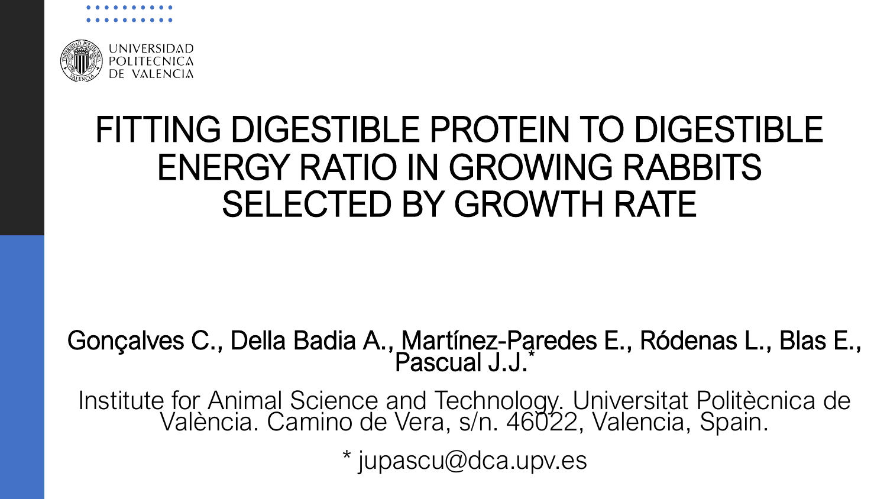UNIVERSIDAD POLITECNICA DE VALENCIA

# FITTING DIGESTIBLE PROTEIN TO DIGESTIBLE ENERGY RATIO IN GROWING RABBITS SELECTED BY GROWTH RATE

Gonçalves C., Della Badia A., Martínez-Paredes E., Ródenas L., Blas E., Pascual J.J.*

Institute for Animal Science and Technology. Universitat Politècnica de València. Camino de Vera, s/n. 46022, Valencia, Spain.

* jupascu@dca.upv.es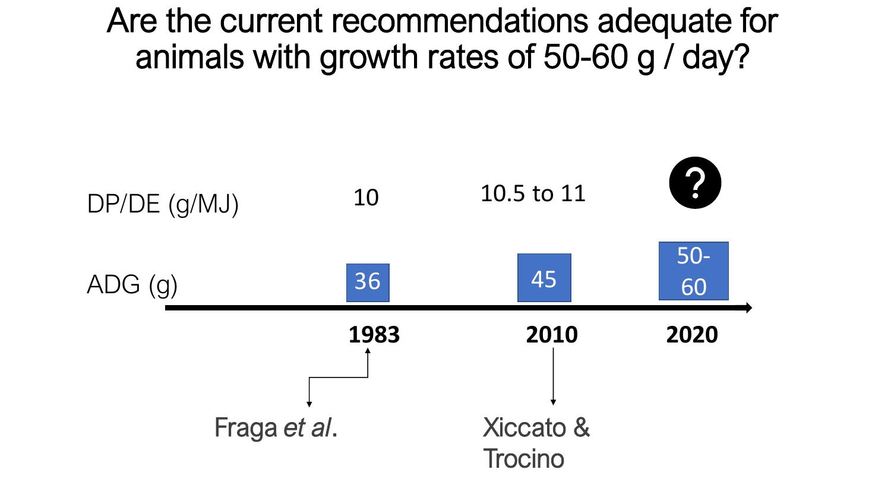# Are the current recommendations adequate for animals with growth rates of 50-60 g / day?

| | 1983 | 2010 | 2020 |
|---|---|---|---|
| DP/DE (g/MJ) | 10 | 10.5 to 11 | ? |
| ADG (g) | 36 | 45 | 50-60 |
| | Fraga *et al*. | Xiccato & Trocino | |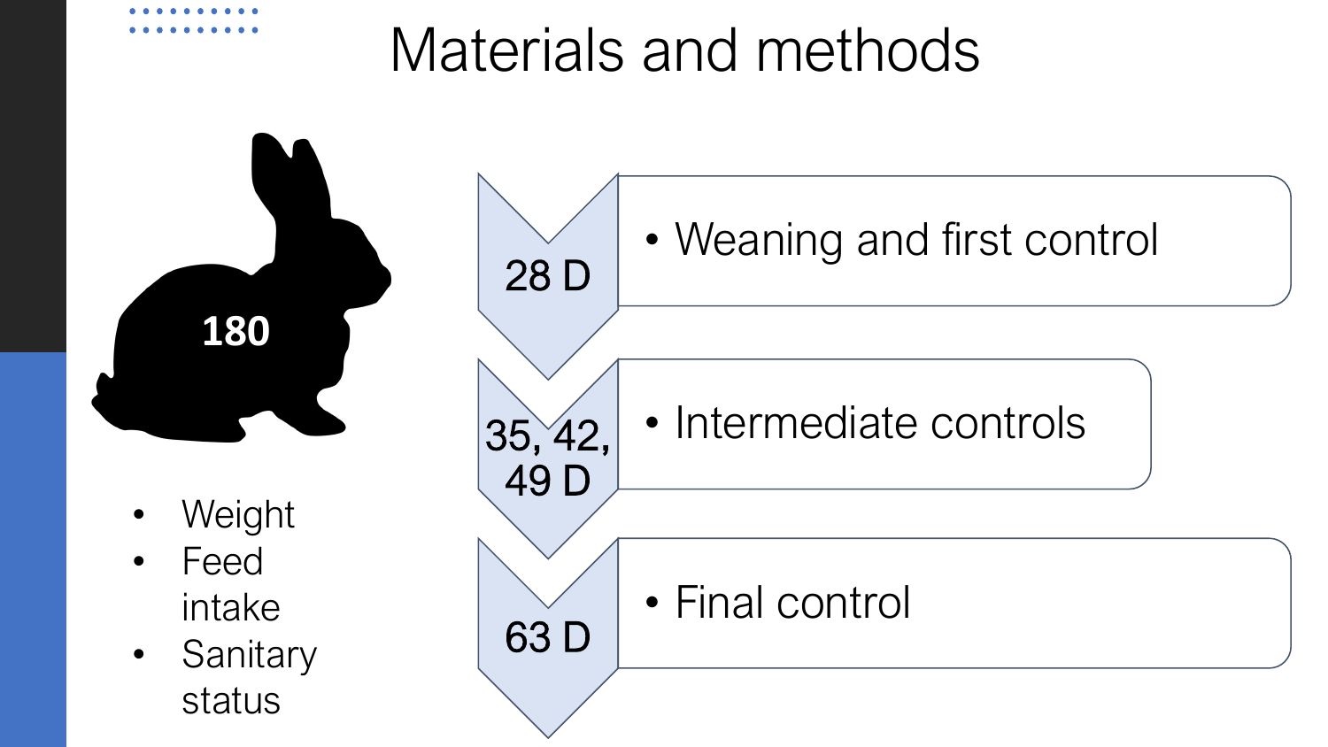# Materials and methods

180

- Weight
- Feed intake
- Sanitary status

28 D
- Weaning and first control

35, 42, 49 D
- Intermediate controls

63 D
- Final control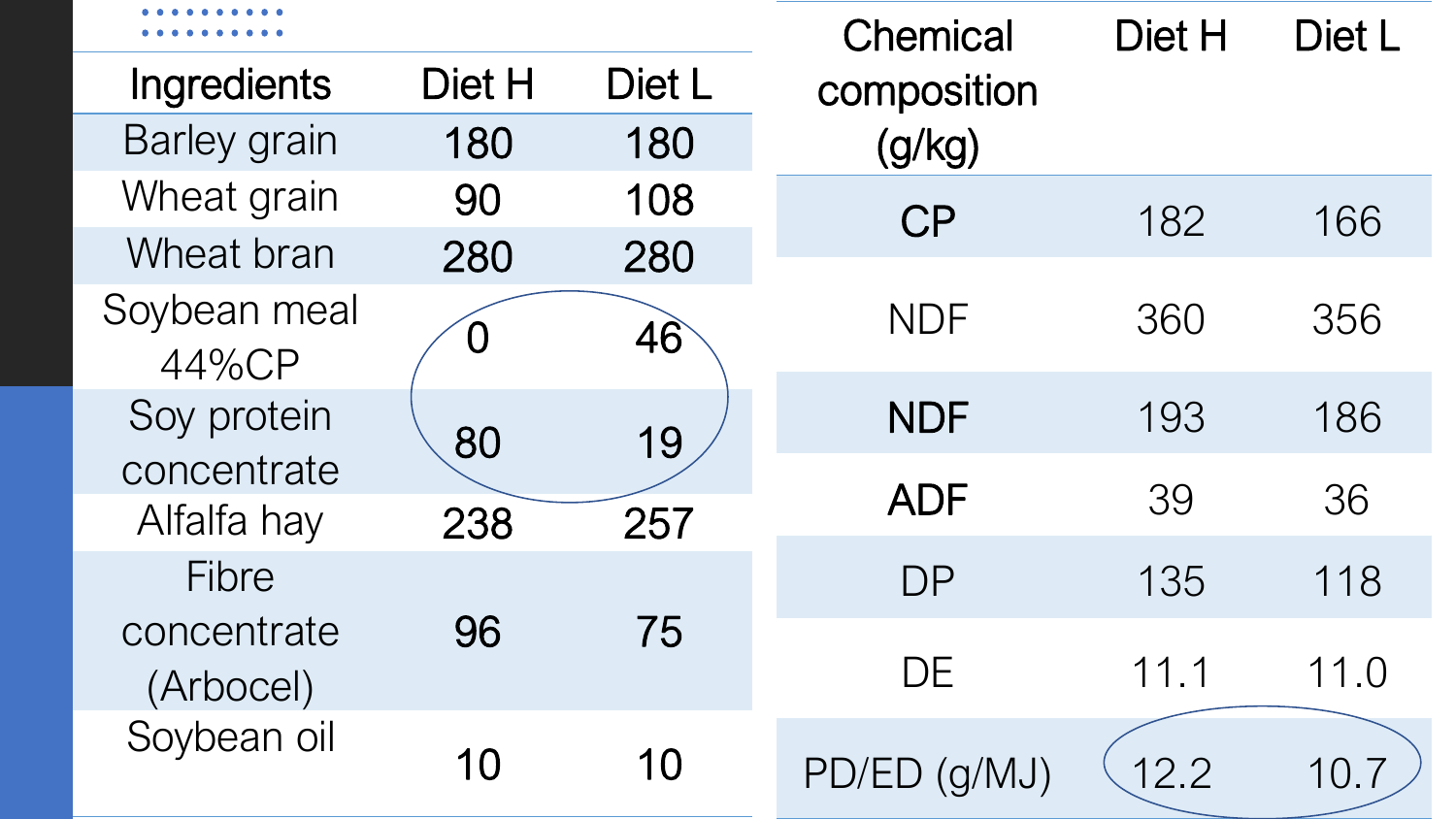| Ingredients | Diet H | Diet L |
|---|---|---|
| Barley grain | 180 | 180 |
| Wheat grain | 90 | 108 |
| Wheat bran | 280 | 280 |
| Soybean meal 44%CP | 0 | 46 |
| Soy protein concentrate | 80 | 19 |
| Alfalfa hay | 238 | 257 |
| Fibre concentrate (Arbocel) | 96 | 75 |
| Soybean oil | 10 | 10 |

| Chemical composition (g/kg) | Diet H | Diet L |
|---|---|---|
| CP | 182 | 166 |
| NDF | 360 | 356 |
| NDF | 193 | 186 |
| ADF | 39 | 36 |
| DP | 135 | 118 |
| DE | 11.1 | 11.0 |
| PD/ED (g/MJ) | 12.2 | 10.7 |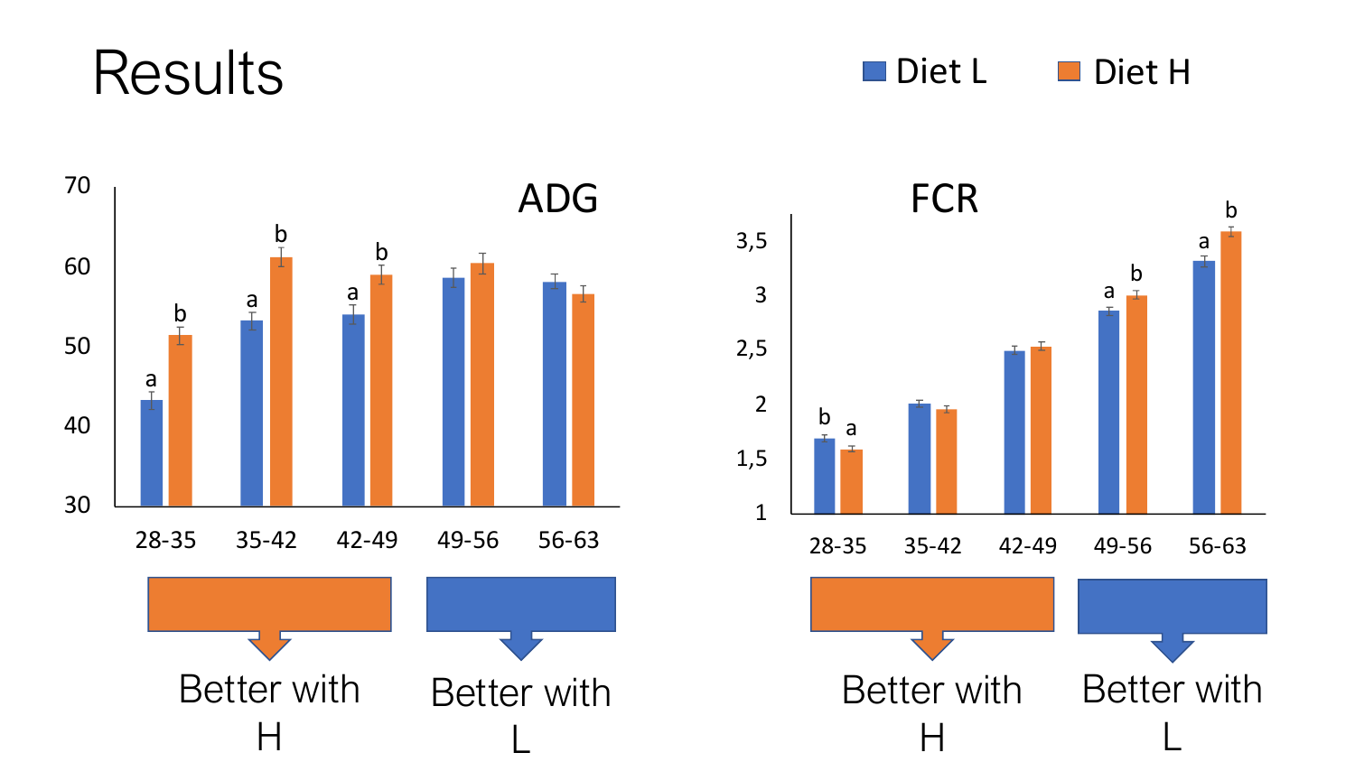# Results

Diet L | Diet H

## ADG

| | 28-35 | 35-42 | 42-49 | 49-56 | 56-63 |
|---|---|---|---|---|---|
| Diet L | a | a | a | | |
| Diet H | b | b | b | | |

Better with H | Better with L

## FCR

| | 28-35 | 35-42 | 42-49 | 49-56 | 56-63 |
|---|---|---|---|---|---|
| Diet L | b | | | a | a |
| Diet H | a | | | b | b |

Better with H | Better with L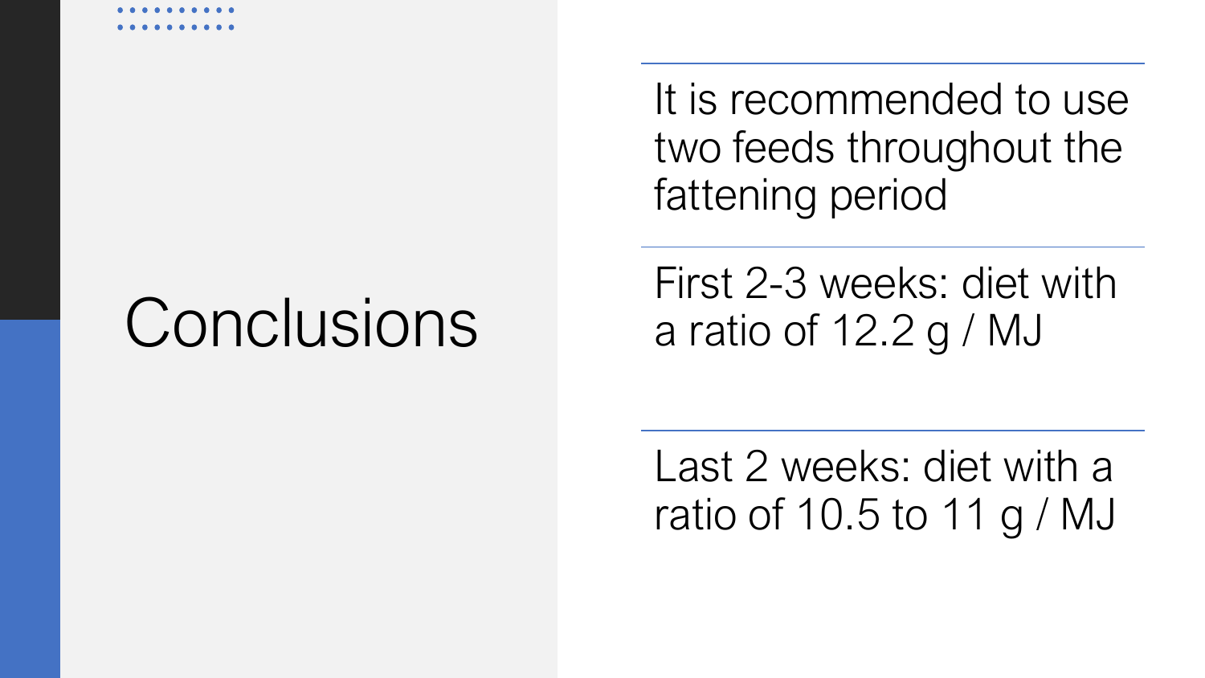# Conclusions

It is recommended to use two feeds throughout the fattening period

First 2-3 weeks: diet with a ratio of 12.2 g / MJ

Last 2 weeks: diet with a ratio of 10.5 to 11 g / MJ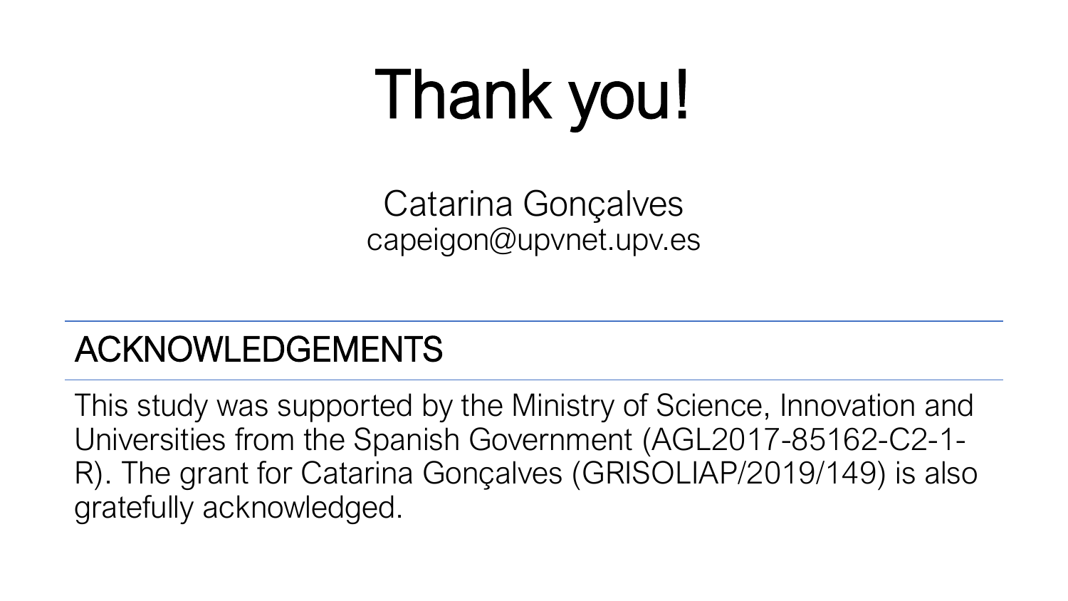# Thank you!

Catarina Gonçalves
capeigon@upvnet.upv.es

## ACKNOWLEDGEMENTS

This study was supported by the Ministry of Science, Innovation and Universities from the Spanish Government (AGL2017-85162-C2-1-R). The grant for Catarina Gonçalves (GRISOLIAP/2019/149) is also gratefully acknowledged.